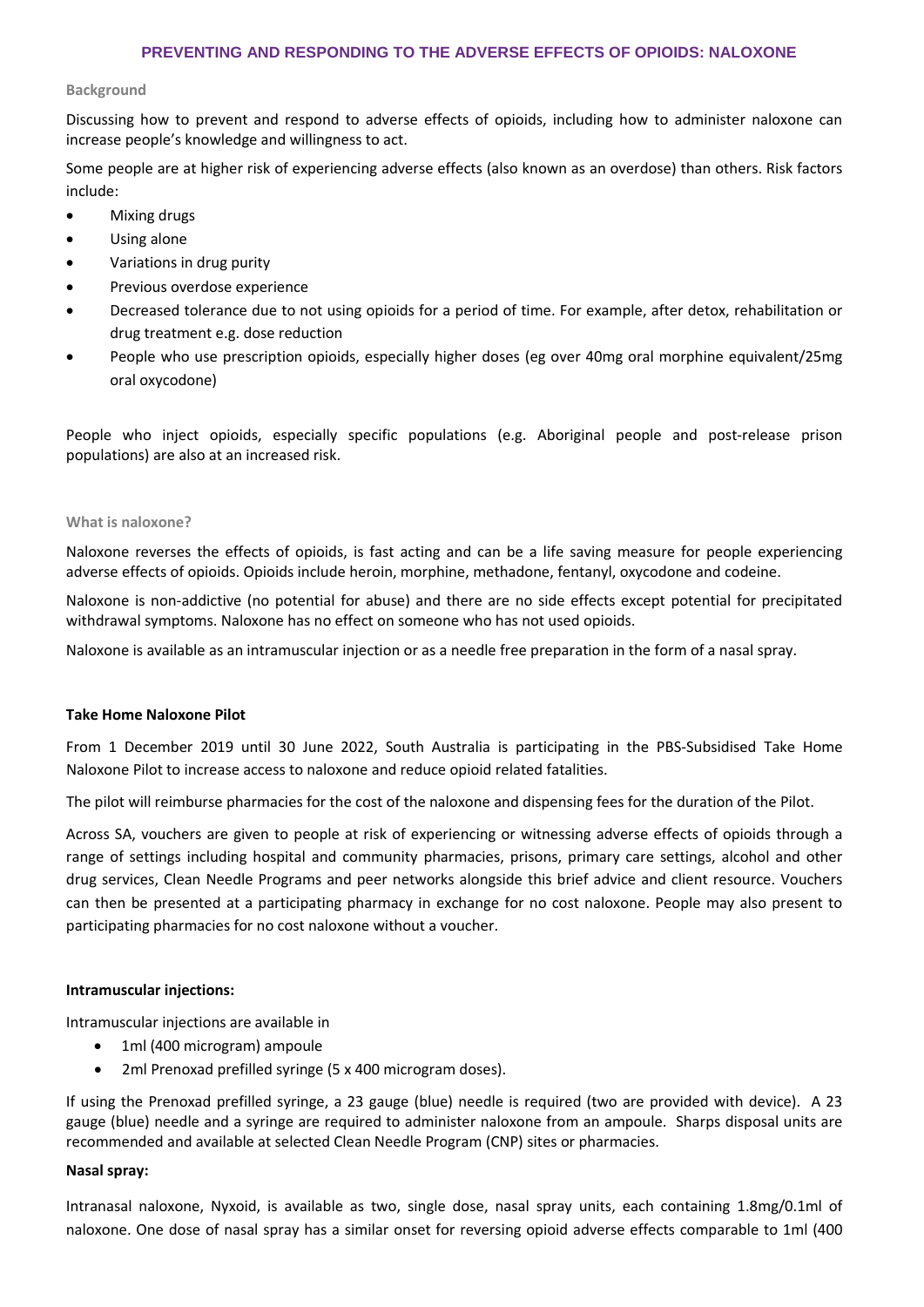# PREVENTING AND RESPONDING TO THE ADVERSE EFFECTS OF OPIOIDS: NALOXONE

## Background

Discussing how to prevent and respond to adverse effects of opioids, including how to administer naloxone can increase people's knowledge and willingness to act.

Some people are at higher risk of experiencing adverse effects (also known as an overdose) than others. Risk factors include:

- Mixing drugs
- Using alone
- Variations in drug purity
- Previous overdose experience
- Decreased tolerance due to not using opioids for a period of time. For example, after detox, rehabilitation or drug treatment e.g. dose reduction
- People who use prescription opioids, especially higher doses (eg over 40mg oral morphine equivalent/25mg oral oxycodone)

People who inject opioids, especially specific populations (e.g. Aboriginal people and post-release prison populations) are also at an increased risk.

## What is naloxone?

Naloxone reverses the effects of opioids, is fast acting and can be a life saving measure for people experiencing adverse effects of opioids. Opioids include heroin, morphine, methadone, fentanyl, oxycodone and codeine.

Naloxone is non-addictive (no potential for abuse) and there are no side effects except potential for precipitated withdrawal symptoms. Naloxone has no effect on someone who has not used opioids.

Naloxone is available as an intramuscular injection or as a needle free preparation in the form of a nasal spray.

## Take Home Naloxone Pilot

From 1 December 2019 until 30 June 2022, South Australia is participating in the PBS-Subsidised Take Home Naloxone Pilot to increase access to naloxone and reduce opioid related fatalities.

The pilot will reimburse pharmacies for the cost of the naloxone and dispensing fees for the duration of the Pilot.

Across SA, vouchers are given to people at risk of experiencing or witnessing adverse effects of opioids through a range of settings including hospital and community pharmacies, prisons, primary care settings, alcohol and other drug services, Clean Needle Programs and peer networks alongside this brief advice and client resource. Vouchers can then be presented at a participating pharmacy in exchange for no cost naloxone. People may also present to participating pharmacies for no cost naloxone without a voucher.

### Intramuscular injections:

Intramuscular injections are available in

- 1ml (400 microgram) ampoule
- 2ml Prenoxad prefilled syringe (5 x 400 microgram doses).

If using the Prenoxad prefilled syringe, a 23 gauge (blue) needle is required (two are provided with device). A 23 gauge (blue) needle and a syringe are required to administer naloxone from an ampoule. Sharps disposal units are recommended and available at selected Clean Needle Program (CNP) sites or pharmacies.

### Nasal spray:

Intranasal naloxone, Nyxoid, is available as two, single dose, nasal spray units, each containing 1.8mg/0.1ml of naloxone. One dose of nasal spray has a similar onset for reversing opioid adverse effects comparable to 1ml (400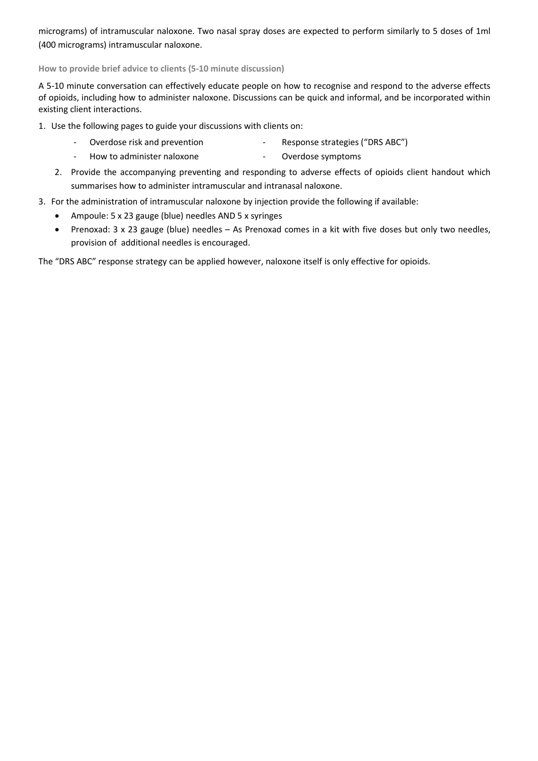micrograms) of intramuscular naloxone. Two nasal spray doses are expected to perform similarly to 5 doses of 1ml (400 micrograms) intramuscular naloxone.

### How to provide brief advice to clients (5-10 minute discussion)

A 5-10 minute conversation can effectively educate people on how to recognise and respond to the adverse effects of opioids, including how to administer naloxone. Discussions can be quick and informal, and be incorporated within existing client interactions.

1. Use the following pages to guide your discussions with clients on:
   - Overdose risk and prevention
   - Response strategies ("DRS ABC")
   - How to administer naloxone
   - Overdose symptoms
2. Provide the accompanying preventing and responding to adverse effects of opioids client handout which summarises how to administer intramuscular and intranasal naloxone.
3. For the administration of intramuscular naloxone by injection provide the following if available:
   - Ampoule: 5 x 23 gauge (blue) needles AND 5 x syringes
   - Prenoxad: 3 x 23 gauge (blue) needles – As Prenoxad comes in a kit with five doses but only two needles, provision of additional needles is encouraged.

The "DRS ABC" response strategy can be applied however, naloxone itself is only effective for opioids.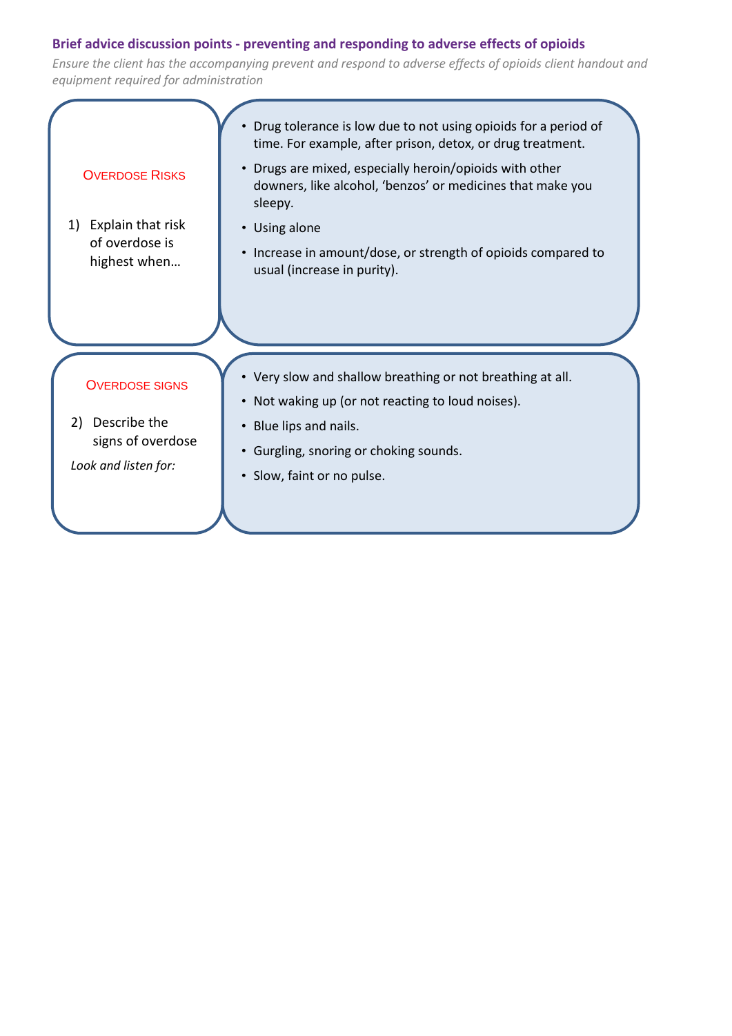### Brief advice discussion points - preventing and responding to adverse effects of opioids

*Ensure the client has the accompanying prevent and respond to adverse effects of opioids client handout and equipment required for administration*

| | |
|---|---|
| OVERDOSE RISKS<br><br>1) Explain that risk of overdose is highest when… | • Drug tolerance is low due to not using opioids for a period of time. For example, after prison, detox, or drug treatment.<br>• Drugs are mixed, especially heroin/opioids with other downers, like alcohol, 'benzos' or medicines that make you sleepy.<br>• Using alone<br>• Increase in amount/dose, or strength of opioids compared to usual (increase in purity). |
| OVERDOSE SIGNS<br><br>2) Describe the signs of overdose<br><br>*Look and listen for:* | • Very slow and shallow breathing or not breathing at all.<br>• Not waking up (or not reacting to loud noises).<br>• Blue lips and nails.<br>• Gurgling, snoring or choking sounds.<br>• Slow, faint or no pulse. |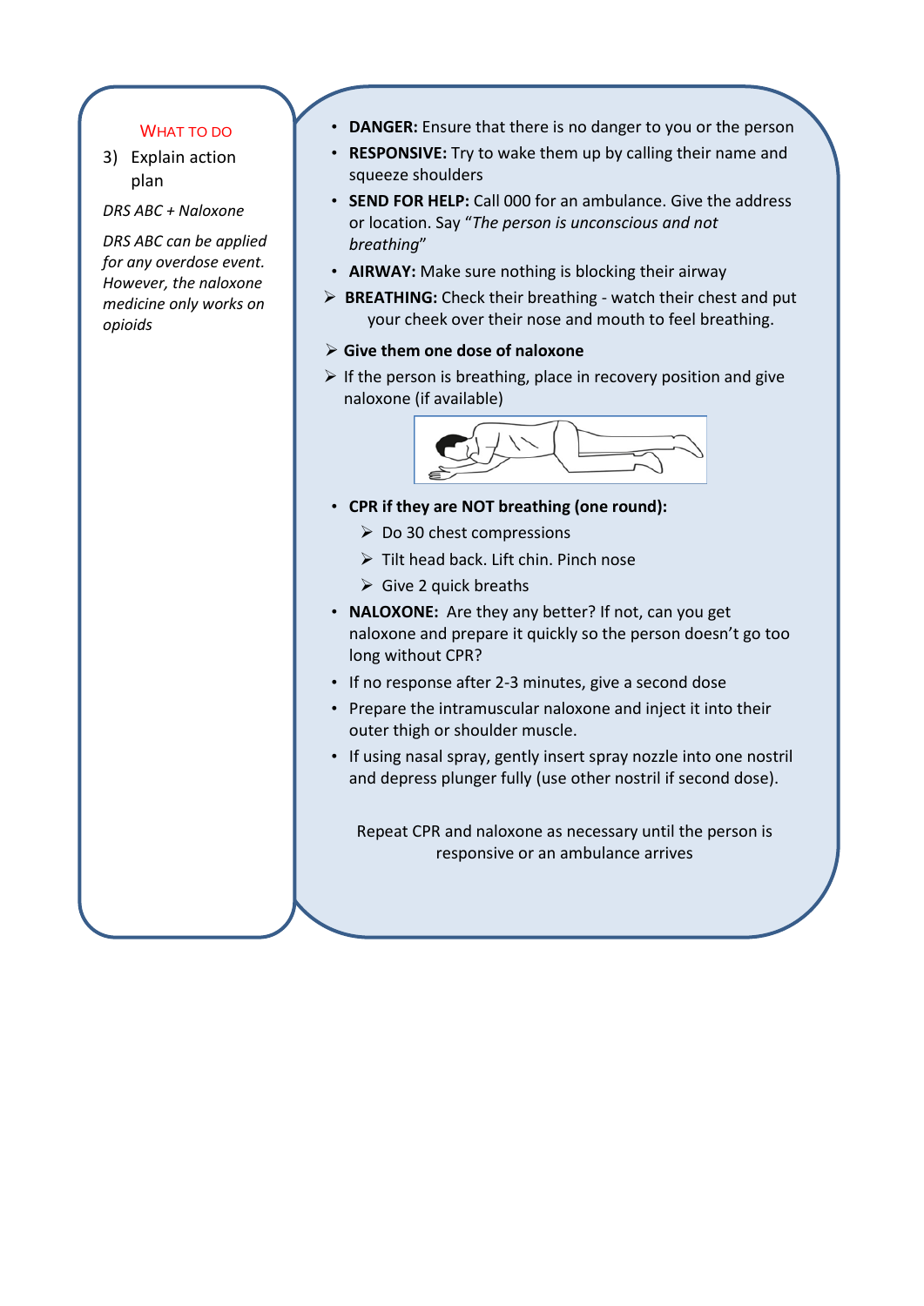WHAT TO DO

3) Explain action plan

*DRS ABC + Naloxone*

*DRS ABC can be applied for any overdose event. However, the naloxone medicine only works on opioids*

- **DANGER:** Ensure that there is no danger to you or the person
- **RESPONSIVE:** Try to wake them up by calling their name and squeeze shoulders
- **SEND FOR HELP:** Call 000 for an ambulance. Give the address or location. Say "*The person is unconscious and not breathing*"
- **AIRWAY:** Make sure nothing is blocking their airway
- **BREATHING:** Check their breathing - watch their chest and put your cheek over their nose and mouth to feel breathing.
- **Give them one dose of naloxone**
- If the person is breathing, place in recovery position and give naloxone (if available)
- **CPR if they are NOT breathing (one round):**
  - Do 30 chest compressions
  - Tilt head back. Lift chin. Pinch nose
  - Give 2 quick breaths
- **NALOXONE:** Are they any better? If not, can you get naloxone and prepare it quickly so the person doesn't go too long without CPR?
- If no response after 2-3 minutes, give a second dose
- Prepare the intramuscular naloxone and inject it into their outer thigh or shoulder muscle.
- If using nasal spray, gently insert spray nozzle into one nostril and depress plunger fully (use other nostril if second dose).

Repeat CPR and naloxone as necessary until the person is responsive or an ambulance arrives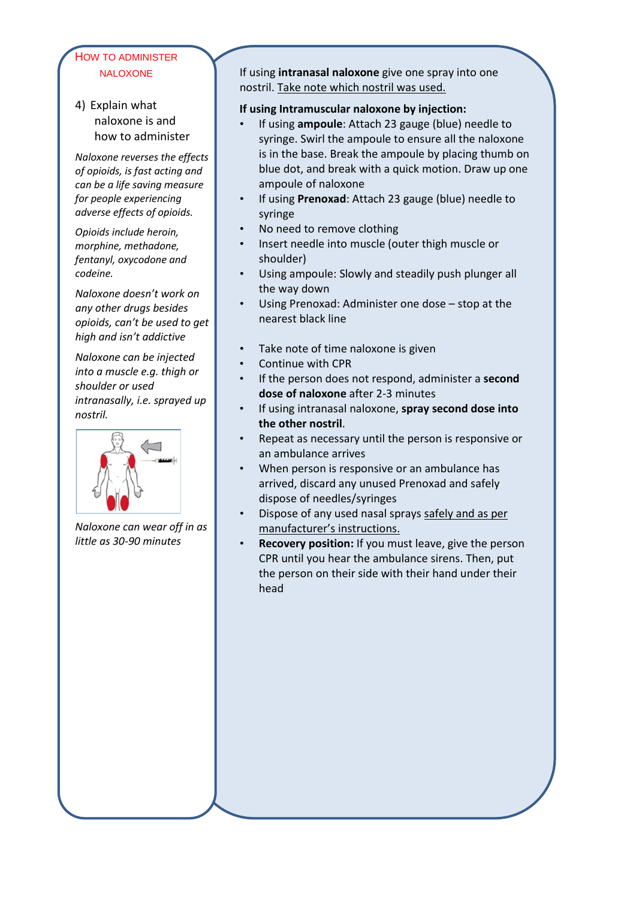## How to administer naloxone

4) Explain what naloxone is and how to administer

*Naloxone reverses the effects of opioids, is fast acting and can be a life saving measure for people experiencing adverse effects of opioids.*

*Opioids include heroin, morphine, methadone, fentanyl, oxycodone and codeine.*

*Naloxone doesn't work on any other drugs besides opioids, can't be used to get high and isn't addictive*

*Naloxone can be injected into a muscle e.g. thigh or shoulder or used intranasally, i.e. sprayed up nostril.*

*Naloxone can wear off in as little as 30-90 minutes*

If using **intranasal naloxone** give one spray into one nostril. Take note which nostril was used.

**If using Intramuscular naloxone by injection:**

- If using **ampoule**: Attach 23 gauge (blue) needle to syringe. Swirl the ampoule to ensure all the naloxone is in the base. Break the ampoule by placing thumb on blue dot, and break with a quick motion. Draw up one ampoule of naloxone
- If using **Prenoxad**: Attach 23 gauge (blue) needle to syringe
- No need to remove clothing
- Insert needle into muscle (outer thigh muscle or shoulder)
- Using ampoule: Slowly and steadily push plunger all the way down
- Using Prenoxad: Administer one dose – stop at the nearest black line

- Take note of time naloxone is given
- Continue with CPR
- If the person does not respond, administer a **second dose of naloxone** after 2-3 minutes
- If using intranasal naloxone, **spray second dose into the other nostril**.
- Repeat as necessary until the person is responsive or an ambulance arrives
- When person is responsive or an ambulance has arrived, discard any unused Prenoxad and safely dispose of needles/syringes
- Dispose of any used nasal sprays safely and as per manufacturer's instructions.
- **Recovery position:** If you must leave, give the person CPR until you hear the ambulance sirens. Then, put the person on their side with their hand under their head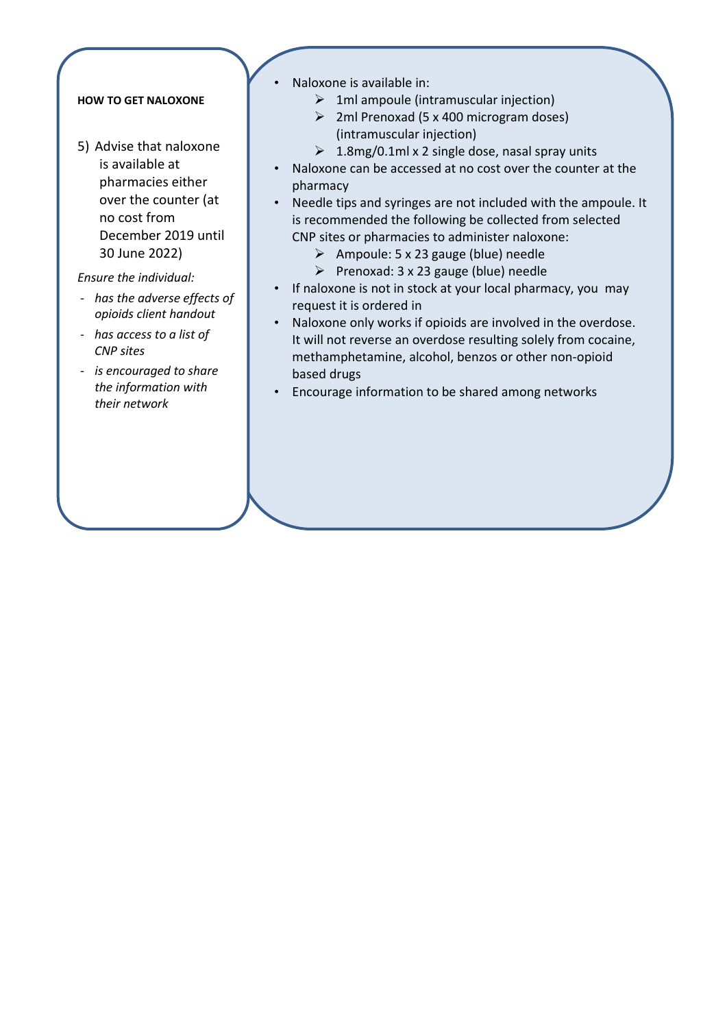**HOW TO GET NALOXONE**

5) Advise that naloxone is available at pharmacies either over the counter (at no cost from December 2019 until 30 June 2022)

*Ensure the individual:*

- *has the adverse effects of opioids client handout*
- *has access to a list of CNP sites*
- *is encouraged to share the information with their network*

- Naloxone is available in:
  - 1ml ampoule (intramuscular injection)
  - 2ml Prenoxad (5 x 400 microgram doses) (intramuscular injection)
  - 1.8mg/0.1ml x 2 single dose, nasal spray units
- Naloxone can be accessed at no cost over the counter at the pharmacy
- Needle tips and syringes are not included with the ampoule. It is recommended the following be collected from selected CNP sites or pharmacies to administer naloxone:
  - Ampoule: 5 x 23 gauge (blue) needle
  - Prenoxad: 3 x 23 gauge (blue) needle
- If naloxone is not in stock at your local pharmacy, you may request it is ordered in
- Naloxone only works if opioids are involved in the overdose. It will not reverse an overdose resulting solely from cocaine, methamphetamine, alcohol, benzos or other non-opioid based drugs
- Encourage information to be shared among networks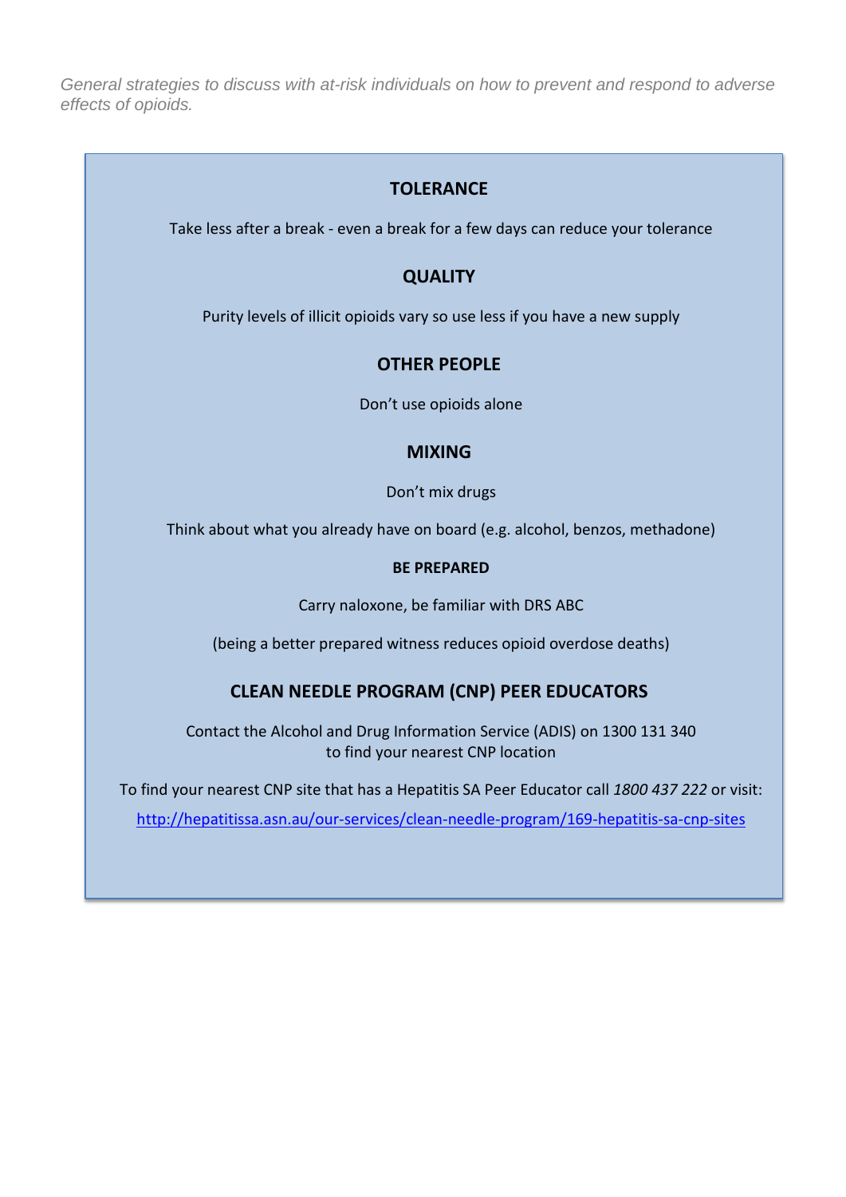*General strategies to discuss with at-risk individuals on how to prevent and respond to adverse effects of opioids.*

## TOLERANCE

Take less after a break - even a break for a few days can reduce your tolerance

## QUALITY

Purity levels of illicit opioids vary so use less if you have a new supply

## OTHER PEOPLE

Don't use opioids alone

## MIXING

Don't mix drugs

Think about what you already have on board (e.g. alcohol, benzos, methadone)

### BE PREPARED

Carry naloxone, be familiar with DRS ABC

(being a better prepared witness reduces opioid overdose deaths)

## CLEAN NEEDLE PROGRAM (CNP) PEER EDUCATORS

Contact the Alcohol and Drug Information Service (ADIS) on 1300 131 340
to find your nearest CNP location

To find your nearest CNP site that has a Hepatitis SA Peer Educator call *1800 437 222* or visit:

http://hepatitissa.asn.au/our-services/clean-needle-program/169-hepatitis-sa-cnp-sites